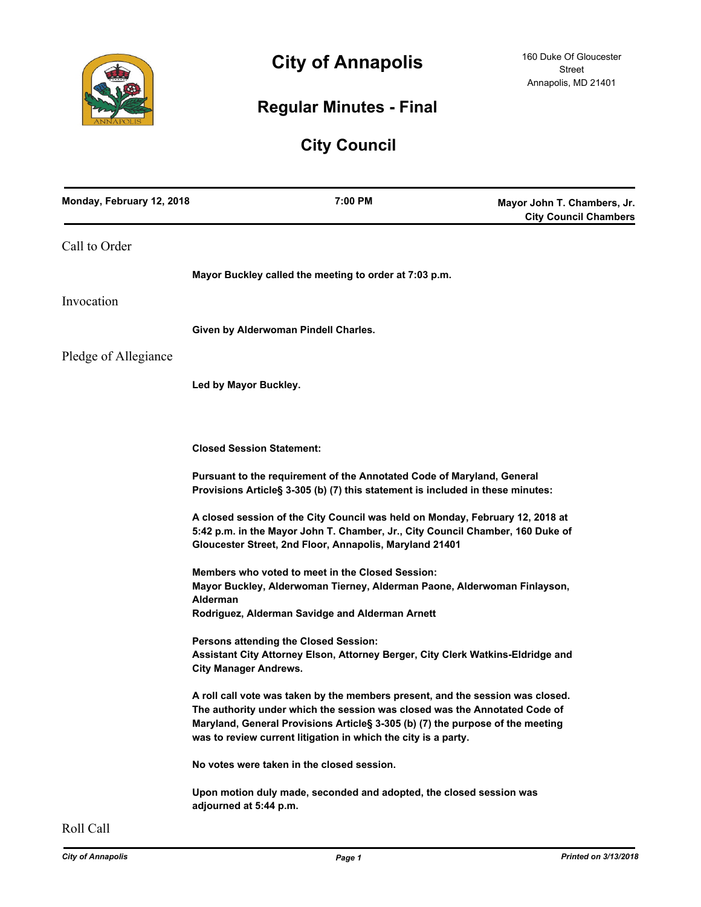# City of Annapolis

160 Duke Of Gloucester Street
Annapolis, MD 21401

## Regular Minutes - Final

## City Council

**Monday, February 12, 2018** | **7:00 PM** | **Mayor John T. Chambers, Jr. City Council Chambers**

---

## Call to Order

**Mayor Buckley called the meeting to order at 7:03 p.m.**

## Invocation

**Given by Alderwoman Pindell Charles.**

## Pledge of Allegiance

**Led by Mayor Buckley.**

**Closed Session Statement:**

**Pursuant to the requirement of the Annotated Code of Maryland, General Provisions Article§ 3-305 (b) (7) this statement is included in these minutes:**

**A closed session of the City Council was held on Monday, February 12, 2018 at 5:42 p.m. in the Mayor John T. Chamber, Jr., City Council Chamber, 160 Duke of Gloucester Street, 2nd Floor, Annapolis, Maryland 21401**

**Members who voted to meet in the Closed Session:**
**Mayor Buckley, Alderwoman Tierney, Alderman Paone, Alderwoman Finlayson, Alderman**
**Rodriguez, Alderman Savidge and Alderman Arnett**

**Persons attending the Closed Session:**
**Assistant City Attorney Elson, Attorney Berger, City Clerk Watkins-Eldridge and City Manager Andrews.**

**A roll call vote was taken by the members present, and the session was closed. The authority under which the session was closed was the Annotated Code of Maryland, General Provisions Article§ 3-305 (b) (7) the purpose of the meeting was to review current litigation in which the city is a party.**

**No votes were taken in the closed session.**

**Upon motion duly made, seconded and adopted, the closed session was adjourned at 5:44 p.m.**

## Roll Call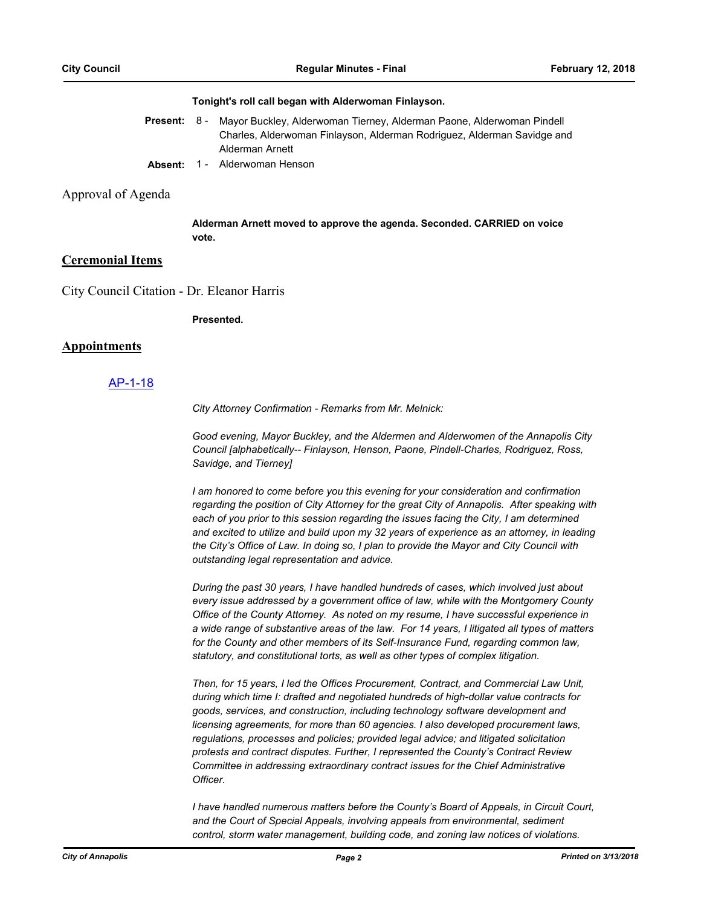**Tonight's roll call began with Alderwoman Finlayson.**

**Present:** 8 - Mayor Buckley, Alderwoman Tierney, Alderman Paone, Alderwoman Pindell Charles, Alderwoman Finlayson, Alderman Rodriguez, Alderman Savidge and Alderman Arnett

**Absent:** 1 - Alderwoman Henson

## Approval of Agenda

**Alderman Arnett moved to approve the agenda. Seconded. CARRIED on voice vote.**

## Ceremonial Items

### City Council Citation - Dr. Eleanor Harris

**Presented.**

## Appointments

### AP-1-18

*City Attorney Confirmation - Remarks from Mr. Melnick:*

*Good evening, Mayor Buckley, and the Aldermen and Alderwomen of the Annapolis City Council [alphabetically-- Finlayson, Henson, Paone, Pindell-Charles, Rodriguez, Ross, Savidge, and Tierney]*

*I am honored to come before you this evening for your consideration and confirmation regarding the position of City Attorney for the great City of Annapolis. After speaking with each of you prior to this session regarding the issues facing the City, I am determined and excited to utilize and build upon my 32 years of experience as an attorney, in leading the City's Office of Law. In doing so, I plan to provide the Mayor and City Council with outstanding legal representation and advice.*

*During the past 30 years, I have handled hundreds of cases, which involved just about every issue addressed by a government office of law, while with the Montgomery County Office of the County Attorney. As noted on my resume, I have successful experience in a wide range of substantive areas of the law. For 14 years, I litigated all types of matters for the County and other members of its Self-Insurance Fund, regarding common law, statutory, and constitutional torts, as well as other types of complex litigation.*

*Then, for 15 years, I led the Offices Procurement, Contract, and Commercial Law Unit, during which time I: drafted and negotiated hundreds of high-dollar value contracts for goods, services, and construction, including technology software development and licensing agreements, for more than 60 agencies. I also developed procurement laws, regulations, processes and policies; provided legal advice; and litigated solicitation protests and contract disputes. Further, I represented the County's Contract Review Committee in addressing extraordinary contract issues for the Chief Administrative Officer.*

*I have handled numerous matters before the County's Board of Appeals, in Circuit Court, and the Court of Special Appeals, involving appeals from environmental, sediment control, storm water management, building code, and zoning law notices of violations.*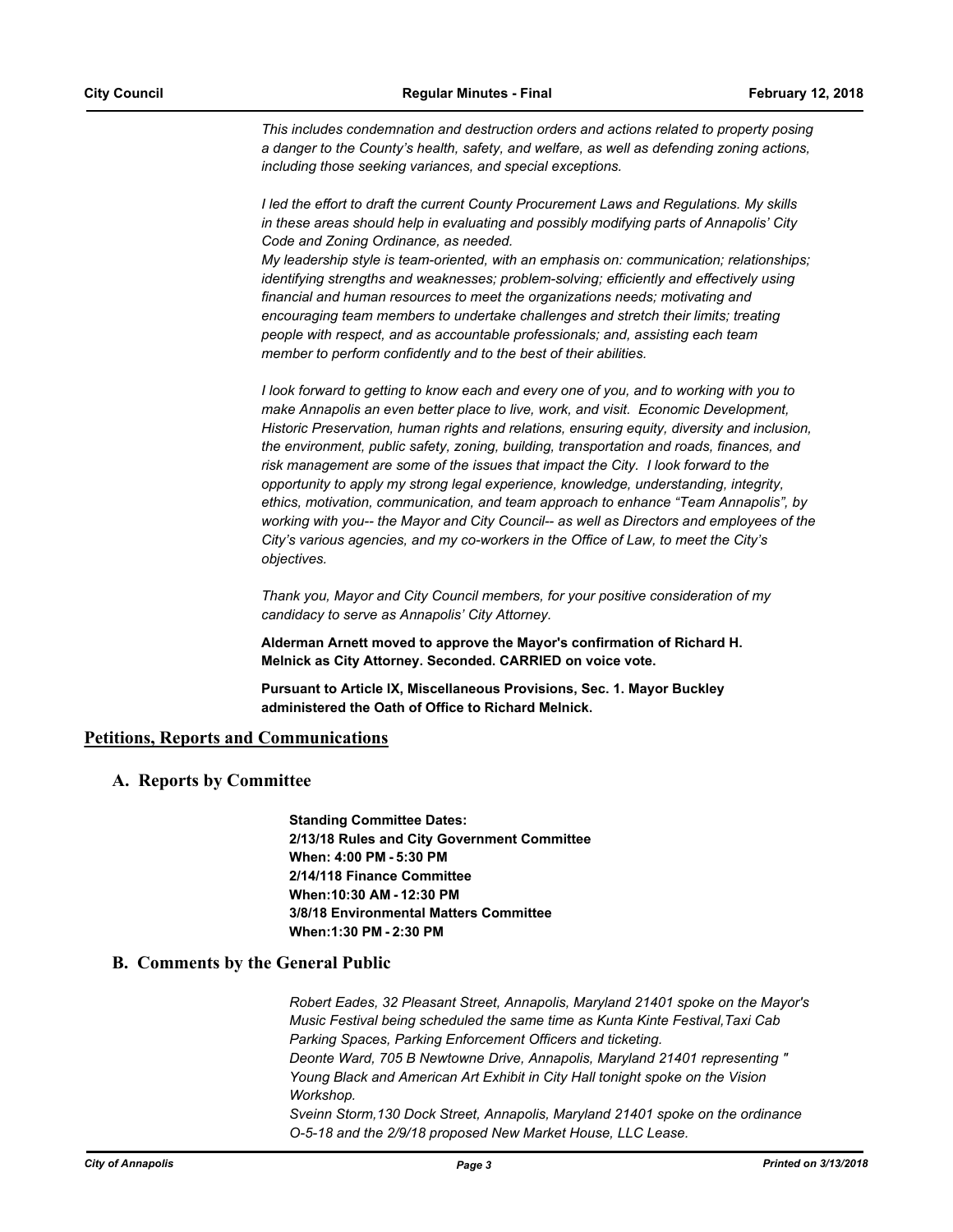*This includes condemnation and destruction orders and actions related to property posing a danger to the County's health, safety, and welfare, as well as defending zoning actions, including those seeking variances, and special exceptions.*

*I led the effort to draft the current County Procurement Laws and Regulations. My skills in these areas should help in evaluating and possibly modifying parts of Annapolis' City Code and Zoning Ordinance, as needed.*
*My leadership style is team-oriented, with an emphasis on: communication; relationships; identifying strengths and weaknesses; problem-solving; efficiently and effectively using financial and human resources to meet the organizations needs; motivating and encouraging team members to undertake challenges and stretch their limits; treating people with respect, and as accountable professionals; and, assisting each team member to perform confidently and to the best of their abilities.*

*I look forward to getting to know each and every one of you, and to working with you to make Annapolis an even better place to live, work, and visit. Economic Development, Historic Preservation, human rights and relations, ensuring equity, diversity and inclusion, the environment, public safety, zoning, building, transportation and roads, finances, and risk management are some of the issues that impact the City. I look forward to the opportunity to apply my strong legal experience, knowledge, understanding, integrity, ethics, motivation, communication, and team approach to enhance "Team Annapolis", by working with you-- the Mayor and City Council-- as well as Directors and employees of the City's various agencies, and my co-workers in the Office of Law, to meet the City's objectives.*

*Thank you, Mayor and City Council members, for your positive consideration of my candidacy to serve as Annapolis' City Attorney.*

**Alderman Arnett moved to approve the Mayor's confirmation of Richard H. Melnick as City Attorney. Seconded. CARRIED on voice vote.**

**Pursuant to Article IX, Miscellaneous Provisions, Sec. 1. Mayor Buckley administered the Oath of Office to Richard Melnick.**

## Petitions, Reports and Communications

### A. Reports by Committee

**Standing Committee Dates:**
**2/13/18 Rules and City Government Committee**
**When: 4:00 PM - 5:30 PM**
**2/14/118 Finance Committee**
**When:10:30 AM - 12:30 PM**
**3/8/18 Environmental Matters Committee**
**When:1:30 PM - 2:30 PM**

### B. Comments by the General Public

*Robert Eades, 32 Pleasant Street, Annapolis, Maryland 21401 spoke on the Mayor's Music Festival being scheduled the same time as Kunta Kinte Festival,Taxi Cab Parking Spaces, Parking Enforcement Officers and ticketing.*
*Deonte Ward, 705 B Newtowne Drive, Annapolis, Maryland 21401 representing " Young Black and American Art Exhibit in City Hall tonight spoke on the Vision Workshop.*
*Sveinn Storm,130 Dock Street, Annapolis, Maryland 21401 spoke on the ordinance O-5-18 and the 2/9/18 proposed New Market House, LLC Lease.*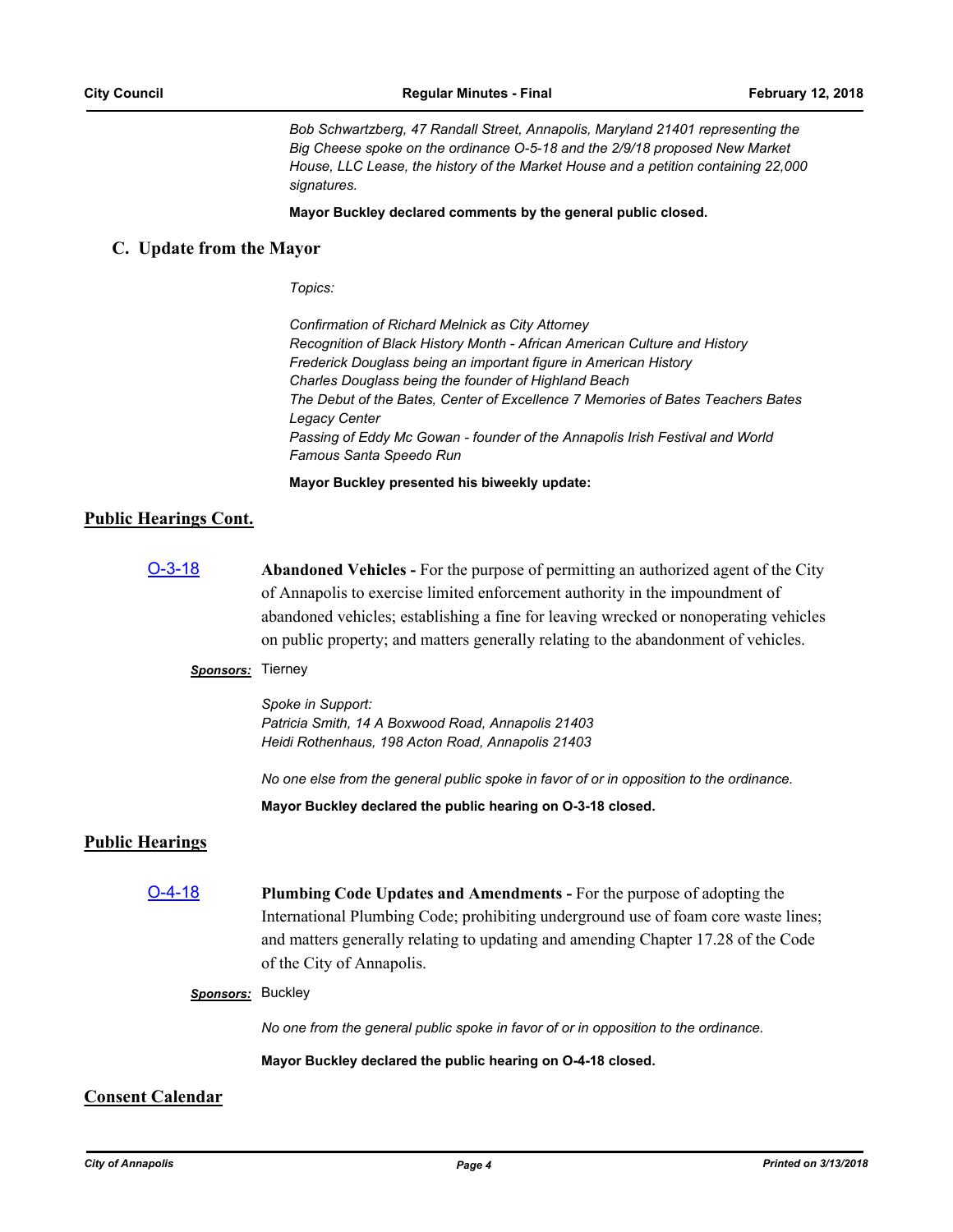*Bob Schwartzberg, 47 Randall Street, Annapolis, Maryland 21401 representing the Big Cheese spoke on the ordinance O-5-18 and the 2/9/18 proposed New Market House, LLC Lease, the history of the Market House and a petition containing 22,000 signatures.*

**Mayor Buckley declared comments by the general public closed.**

## C. Update from the Mayor

*Topics:*

*Confirmation of Richard Melnick as City Attorney*
*Recognition of Black History Month - African American Culture and History*
*Frederick Douglass being an important figure in American History*
*Charles Douglass being the founder of Highland Beach*
*The Debut of the Bates, Center of Excellence 7 Memories of Bates Teachers Bates Legacy Center*
*Passing of Eddy Mc Gowan - founder of the Annapolis Irish Festival and World Famous Santa Speedo Run*

**Mayor Buckley presented his biweekly update:**

## Public Hearings Cont.

O-3-18 **Abandoned Vehicles -** For the purpose of permitting an authorized agent of the City of Annapolis to exercise limited enforcement authority in the impoundment of abandoned vehicles; establishing a fine for leaving wrecked or nonoperating vehicles on public property; and matters generally relating to the abandonment of vehicles.

***Sponsors:*** Tierney

*Spoke in Support:*
*Patricia Smith, 14 A Boxwood Road, Annapolis 21403*
*Heidi Rothenhaus, 198 Acton Road, Annapolis 21403*

*No one else from the general public spoke in favor of or in opposition to the ordinance.*

**Mayor Buckley declared the public hearing on O-3-18 closed.**

## Public Hearings

O-4-18 **Plumbing Code Updates and Amendments -** For the purpose of adopting the International Plumbing Code; prohibiting underground use of foam core waste lines; and matters generally relating to updating and amending Chapter 17.28 of the Code of the City of Annapolis.

***Sponsors:*** Buckley

*No one from the general public spoke in favor of or in opposition to the ordinance.*

**Mayor Buckley declared the public hearing on O-4-18 closed.**

## Consent Calendar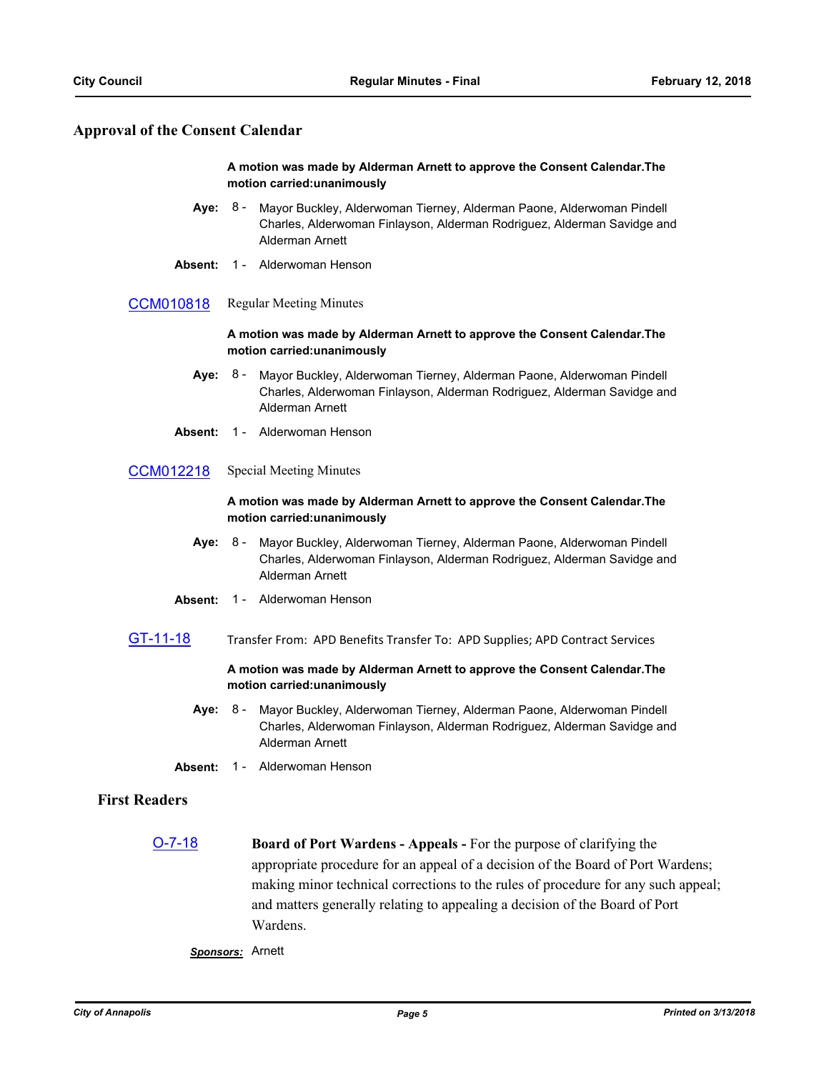## Approval of the Consent Calendar

**A motion was made by Alderman Arnett to approve the Consent Calendar.The motion carried:unanimously**

**Aye:** 8 - Mayor Buckley, Alderwoman Tierney, Alderman Paone, Alderwoman Pindell Charles, Alderwoman Finlayson, Alderman Rodriguez, Alderman Savidge and Alderman Arnett

**Absent:** 1 - Alderwoman Henson

CCM010818 Regular Meeting Minutes

**A motion was made by Alderman Arnett to approve the Consent Calendar.The motion carried:unanimously**

**Aye:** 8 - Mayor Buckley, Alderwoman Tierney, Alderman Paone, Alderwoman Pindell Charles, Alderwoman Finlayson, Alderman Rodriguez, Alderman Savidge and Alderman Arnett

**Absent:** 1 - Alderwoman Henson

CCM012218 Special Meeting Minutes

**A motion was made by Alderman Arnett to approve the Consent Calendar.The motion carried:unanimously**

**Aye:** 8 - Mayor Buckley, Alderwoman Tierney, Alderman Paone, Alderwoman Pindell Charles, Alderwoman Finlayson, Alderman Rodriguez, Alderman Savidge and Alderman Arnett

**Absent:** 1 - Alderwoman Henson

GT-11-18 Transfer From: APD Benefits Transfer To: APD Supplies; APD Contract Services

**A motion was made by Alderman Arnett to approve the Consent Calendar.The motion carried:unanimously**

**Aye:** 8 - Mayor Buckley, Alderwoman Tierney, Alderman Paone, Alderwoman Pindell Charles, Alderwoman Finlayson, Alderman Rodriguez, Alderman Savidge and Alderman Arnett

**Absent:** 1 - Alderwoman Henson

## First Readers

O-7-18 **Board of Port Wardens - Appeals -** For the purpose of clarifying the appropriate procedure for an appeal of a decision of the Board of Port Wardens; making minor technical corrections to the rules of procedure for any such appeal; and matters generally relating to appealing a decision of the Board of Port Wardens.

***Sponsors:*** Arnett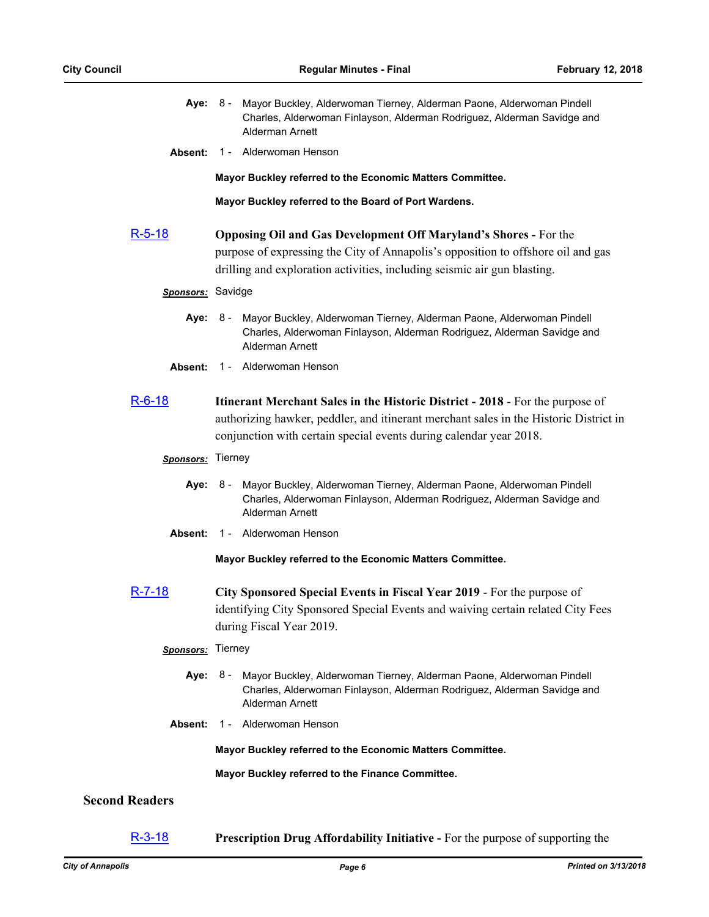**Aye:** 8 - Mayor Buckley, Alderwoman Tierney, Alderman Paone, Alderwoman Pindell Charles, Alderwoman Finlayson, Alderman Rodriguez, Alderman Savidge and Alderman Arnett

**Absent:** 1 - Alderwoman Henson

**Mayor Buckley referred to the Economic Matters Committee.**

**Mayor Buckley referred to the Board of Port Wardens.**

[R-5-18](#)

**Opposing Oil and Gas Development Off Maryland's Shores -** For the purpose of expressing the City of Annapolis's opposition to offshore oil and gas drilling and exploration activities, including seismic air gun blasting.

***Sponsors:*** Savidge

**Aye:** 8 - Mayor Buckley, Alderwoman Tierney, Alderman Paone, Alderwoman Pindell Charles, Alderwoman Finlayson, Alderman Rodriguez, Alderman Savidge and Alderman Arnett

**Absent:** 1 - Alderwoman Henson

[R-6-18](#)

**Itinerant Merchant Sales in the Historic District - 2018** - For the purpose of authorizing hawker, peddler, and itinerant merchant sales in the Historic District in conjunction with certain special events during calendar year 2018.

***Sponsors:*** Tierney

**Aye:** 8 - Mayor Buckley, Alderwoman Tierney, Alderman Paone, Alderwoman Pindell Charles, Alderwoman Finlayson, Alderman Rodriguez, Alderman Savidge and Alderman Arnett

**Absent:** 1 - Alderwoman Henson

**Mayor Buckley referred to the Economic Matters Committee.**

[R-7-18](#)

**City Sponsored Special Events in Fiscal Year 2019** - For the purpose of identifying City Sponsored Special Events and waiving certain related City Fees during Fiscal Year 2019.

***Sponsors:*** Tierney

**Aye:** 8 - Mayor Buckley, Alderwoman Tierney, Alderman Paone, Alderwoman Pindell Charles, Alderwoman Finlayson, Alderman Rodriguez, Alderman Savidge and Alderman Arnett

**Absent:** 1 - Alderwoman Henson

**Mayor Buckley referred to the Economic Matters Committee.**

**Mayor Buckley referred to the Finance Committee.**

## Second Readers

[R-3-18](#)

**Prescription Drug Affordability Initiative -** For the purpose of supporting the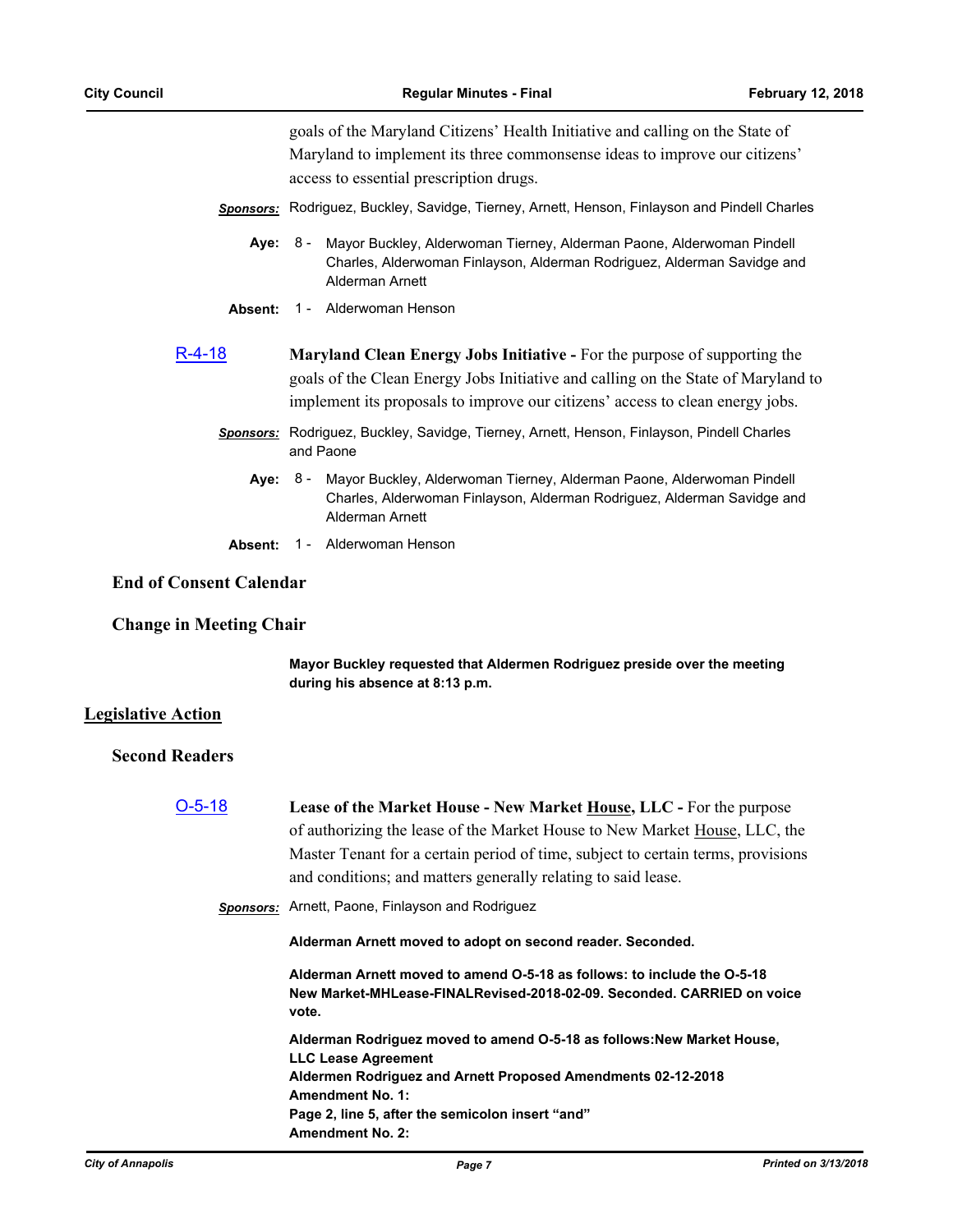goals of the Maryland Citizens' Health Initiative and calling on the State of Maryland to implement its three commonsense ideas to improve our citizens' access to essential prescription drugs.

***Sponsors:*** Rodriguez, Buckley, Savidge, Tierney, Arnett, Henson, Finlayson and Pindell Charles

**Aye:** 8 - Mayor Buckley, Alderwoman Tierney, Alderman Paone, Alderwoman Pindell Charles, Alderwoman Finlayson, Alderman Rodriguez, Alderman Savidge and Alderman Arnett

**Absent:** 1 - Alderwoman Henson

R-4-18 **Maryland Clean Energy Jobs Initiative -** For the purpose of supporting the goals of the Clean Energy Jobs Initiative and calling on the State of Maryland to implement its proposals to improve our citizens' access to clean energy jobs.

***Sponsors:*** Rodriguez, Buckley, Savidge, Tierney, Arnett, Henson, Finlayson, Pindell Charles and Paone

**Aye:** 8 - Mayor Buckley, Alderwoman Tierney, Alderman Paone, Alderwoman Pindell Charles, Alderwoman Finlayson, Alderman Rodriguez, Alderman Savidge and Alderman Arnett

**Absent:** 1 - Alderwoman Henson

### End of Consent Calendar

### Change in Meeting Chair

**Mayor Buckley requested that Aldermen Rodriguez preside over the meeting during his absence at 8:13 p.m.**

## Legislative Action

### Second Readers

O-5-18 **Lease of the Market House - New Market House, LLC -** For the purpose of authorizing the lease of the Market House to New Market House, LLC, the Master Tenant for a certain period of time, subject to certain terms, provisions and conditions; and matters generally relating to said lease.

***Sponsors:*** Arnett, Paone, Finlayson and Rodriguez

**Alderman Arnett moved to adopt on second reader. Seconded.**

**Alderman Arnett moved to amend O-5-18 as follows: to include the O-5-18 New Market-MHLease-FINALRevised-2018-02-09. Seconded. CARRIED on voice vote.**

**Alderman Rodriguez moved to amend O-5-18 as follows:New Market House, LLC Lease Agreement**
**Aldermen Rodriguez and Arnett Proposed Amendments 02-12-2018**
**Amendment No. 1:**
**Page 2, line 5, after the semicolon insert "and"**
**Amendment No. 2:**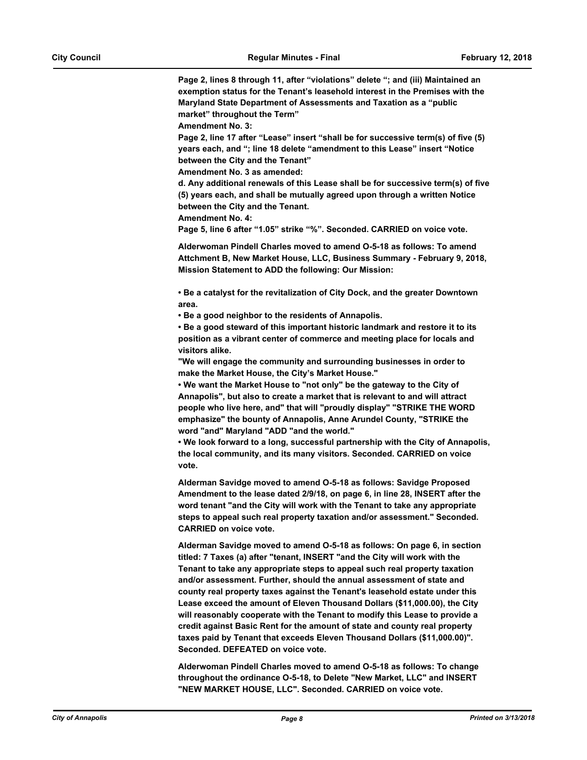**Page 2, lines 8 through 11, after "violations" delete "; and (iii) Maintained an exemption status for the Tenant's leasehold interest in the Premises with the Maryland State Department of Assessments and Taxation as a "public market" throughout the Term"**

**Amendment No. 3:**

**Page 2, line 17 after "Lease" insert "shall be for successive term(s) of five (5) years each, and "; line 18 delete "amendment to this Lease" insert "Notice between the City and the Tenant"**

**Amendment No. 3 as amended:**

**d. Any additional renewals of this Lease shall be for successive term(s) of five (5) years each, and shall be mutually agreed upon through a written Notice between the City and the Tenant.**

**Amendment No. 4:**

**Page 5, line 6 after "1.05" strike "%". Seconded. CARRIED on voice vote.**

**Alderwoman Pindell Charles moved to amend O-5-18 as follows: To amend Attchment B, New Market House, LLC, Business Summary - February 9, 2018, Mission Statement to ADD the following: Our Mission:**

**• Be a catalyst for the revitalization of City Dock, and the greater Downtown area.**

**• Be a good neighbor to the residents of Annapolis.**

**• Be a good steward of this important historic landmark and restore it to its position as a vibrant center of commerce and meeting place for locals and visitors alike.**

**"We will engage the community and surrounding businesses in order to make the Market House, the City's Market House."**

**• We want the Market House to "not only" be the gateway to the City of Annapolis", but also to create a market that is relevant to and will attract people who live here, and" that will "proudly display" "STRIKE THE WORD emphasize" the bounty of Annapolis, Anne Arundel County, "STRIKE the word "and" Maryland "ADD "and the world."**

**• We look forward to a long, successful partnership with the City of Annapolis, the local community, and its many visitors. Seconded. CARRIED on voice vote.**

**Alderman Savidge moved to amend O-5-18 as follows: Savidge Proposed Amendment to the lease dated 2/9/18, on page 6, in line 28, INSERT after the word tenant "and the City will work with the Tenant to take any appropriate steps to appeal such real property taxation and/or assessment." Seconded. CARRIED on voice vote.**

**Alderman Savidge moved to amend O-5-18 as follows: On page 6, in section titled: 7 Taxes (a) after "tenant, INSERT "and the City will work with the Tenant to take any appropriate steps to appeal such real property taxation and/or assessment. Further, should the annual assessment of state and county real property taxes against the Tenant's leasehold estate under this Lease exceed the amount of Eleven Thousand Dollars ($11,000.00), the City will reasonably cooperate with the Tenant to modify this Lease to provide a credit against Basic Rent for the amount of state and county real property taxes paid by Tenant that exceeds Eleven Thousand Dollars ($11,000.00)". Seconded. DEFEATED on voice vote.**

**Alderwoman Pindell Charles moved to amend O-5-18 as follows: To change throughout the ordinance O-5-18, to Delete "New Market, LLC" and INSERT "NEW MARKET HOUSE, LLC". Seconded. CARRIED on voice vote.**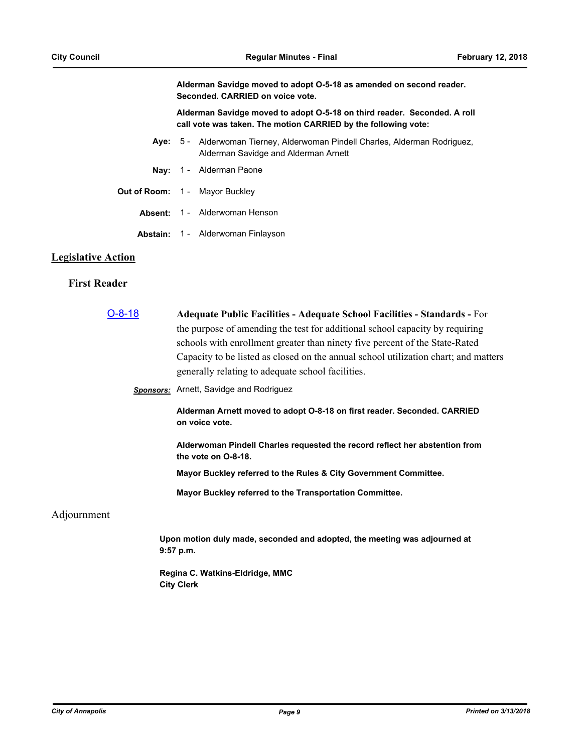**Alderman Savidge moved to adopt O-5-18 as amended on second reader. Seconded. CARRIED on voice vote.**

**Alderman Savidge moved to adopt O-5-18 on third reader. Seconded. A roll call vote was taken. The motion CARRIED by the following vote:**

**Aye:** 5 - Alderwoman Tierney, Alderwoman Pindell Charles, Alderman Rodriguez, Alderman Savidge and Alderman Arnett

**Nay:** 1 - Alderman Paone

**Out of Room:** 1 - Mayor Buckley

**Absent:** 1 - Alderwoman Henson

**Abstain:** 1 - Alderwoman Finlayson

## Legislative Action

### First Reader

O-8-18 **Adequate Public Facilities - Adequate School Facilities - Standards -** For the purpose of amending the test for additional school capacity by requiring schools with enrollment greater than ninety five percent of the State-Rated Capacity to be listed as closed on the annual school utilization chart; and matters generally relating to adequate school facilities.

***Sponsors:*** Arnett, Savidge and Rodriguez

**Alderman Arnett moved to adopt O-8-18 on first reader. Seconded. CARRIED on voice vote.**

**Alderwoman Pindell Charles requested the record reflect her abstention from the vote on O-8-18.**

**Mayor Buckley referred to the Rules & City Government Committee.**

**Mayor Buckley referred to the Transportation Committee.**

## Adjournment

**Upon motion duly made, seconded and adopted, the meeting was adjourned at 9:57 p.m.**

**Regina C. Watkins-Eldridge, MMC**
**City Clerk**